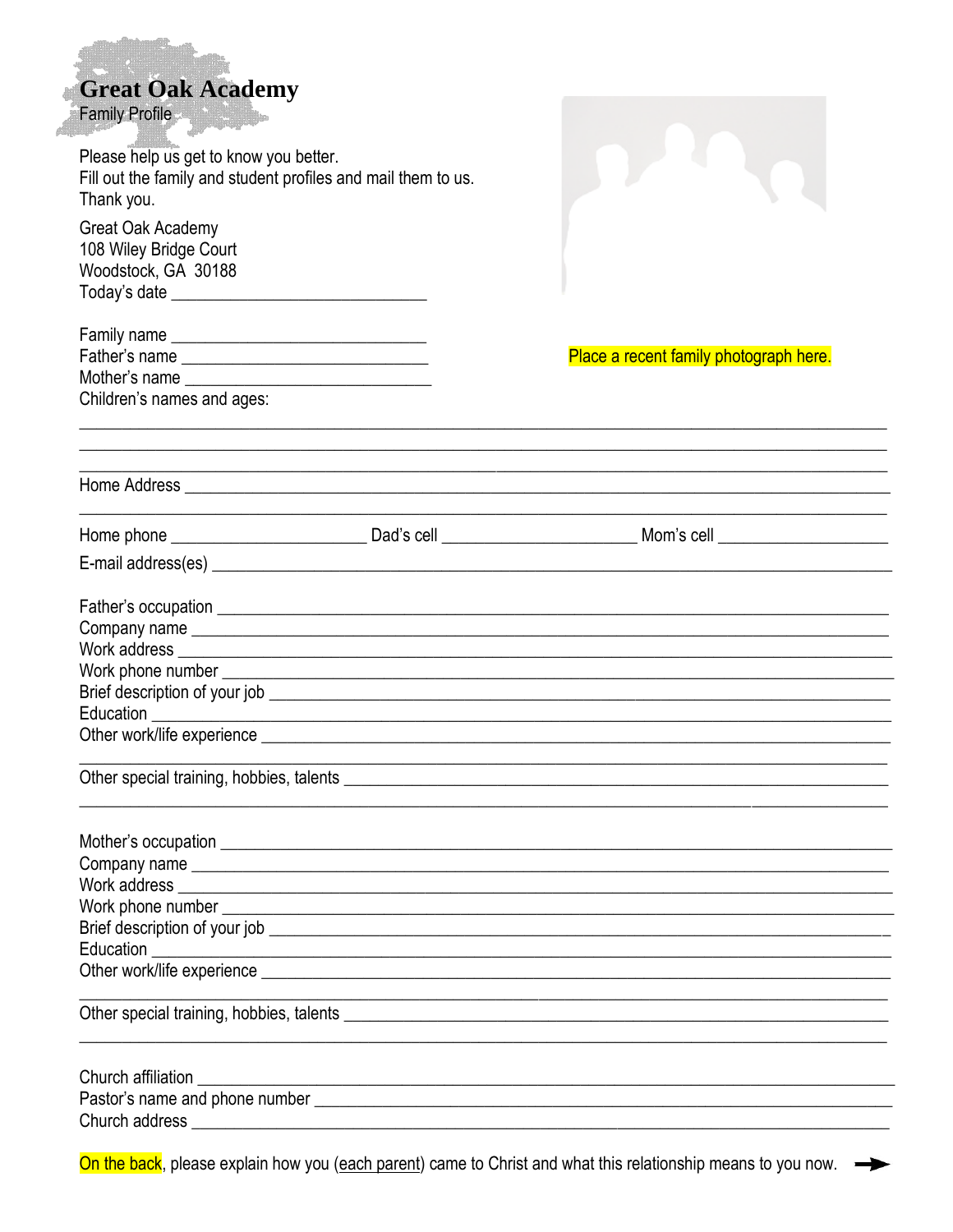# Great Oak Academy

Family Profile

Please help us get to know you better.
Fill out the family and student profiles and mail them to us.
Thank you.

Great Oak Academy
108 Wiley Bridge Court
Woodstock, GA 30188
Today's date _____________________________

Place a recent family photograph here.

Family name _____________________________
Father's name _____________________________
Mother's name _____________________________
Children's names and ages:

_____________________________________________________________________________________

_____________________________________________________________________________________

_____________________________________________________________________________________

Home Address _____________________________________________________________________________

_____________________________________________________________________________________

Home phone ______________________ Dad's cell ______________________ Mom's cell ___________________

E-mail address(es) _________________________________________________________________________

Father's occupation ________________________________________________________________________
Company name ____________________________________________________________________________
Work address _____________________________________________________________________________
Work phone number ________________________________________________________________________
Brief description of your job _________________________________________________________________
Education ________________________________________________________________________________
Other work/life experience __________________________________________________________________

_____________________________________________________________________________________

Other special training, hobbies, talents _________________________________________________________

_____________________________________________________________________________________

Mother's occupation _______________________________________________________________________
Company name ____________________________________________________________________________
Work address _____________________________________________________________________________
Work phone number ________________________________________________________________________
Brief description of your job _________________________________________________________________
Education ________________________________________________________________________________
Other work/life experience __________________________________________________________________

_____________________________________________________________________________________

Other special training, hobbies, talents _________________________________________________________

_____________________________________________________________________________________

Church affiliation __________________________________________________________________________
Pastor's name and phone number _____________________________________________________________
Church address ___________________________________________________________________________

On the back, please explain how you (each parent) came to Christ and what this relationship means to you now. →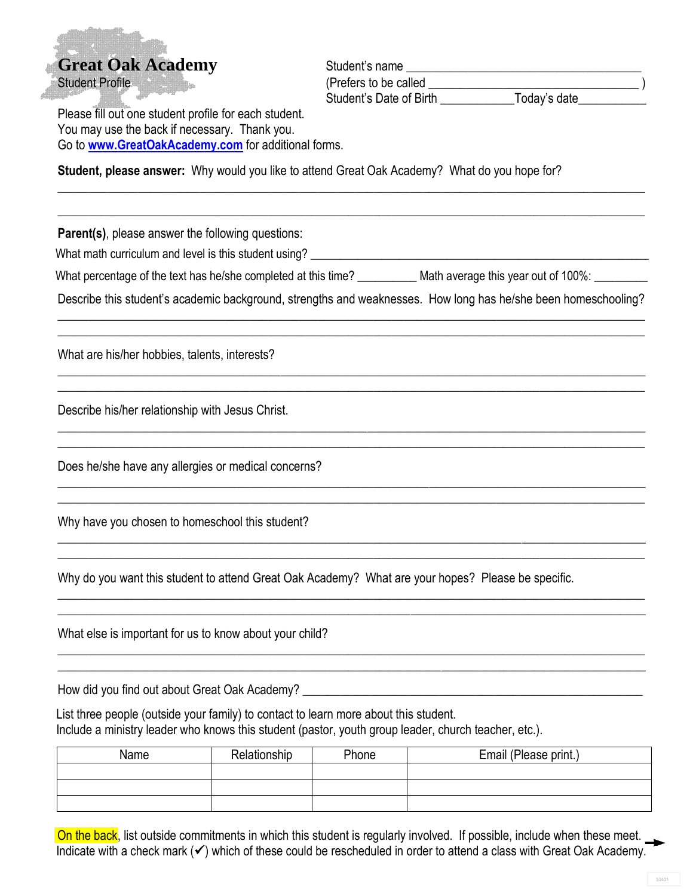# Great Oak Academy

Student Profile

Student's name ______________________________________

(Prefers to be called ____________________________________ )

Student's Date of Birth ___________Today's date___________

Please fill out one student profile for each student.
You may use the back if necessary. Thank you.
Go to [www.GreatOakAcademy.com](http://www.GreatOakAcademy.com) for additional forms.

**Student, please answer:** Why would you like to attend Great Oak Academy? What do you hope for?

_______________________________________________________________________________________

_______________________________________________________________________________________

**Parent(s)**, please answer the following questions:

What math curriculum and level is this student using? ______________________________________________

What percentage of the text has he/she completed at this time? _________ Math average this year out of 100%: _________

Describe this student's academic background, strengths and weaknesses. How long has he/she been homeschooling?

_______________________________________________________________________________________

_______________________________________________________________________________________

What are his/her hobbies, talents, interests?

_______________________________________________________________________________________

_______________________________________________________________________________________

Describe his/her relationship with Jesus Christ.

_______________________________________________________________________________________

_______________________________________________________________________________________

Does he/she have any allergies or medical concerns?

_______________________________________________________________________________________

_______________________________________________________________________________________

Why have you chosen to homeschool this student?

_______________________________________________________________________________________

_______________________________________________________________________________________

Why do you want this student to attend Great Oak Academy? What are your hopes? Please be specific.

_______________________________________________________________________________________

_______________________________________________________________________________________

What else is important for us to know about your child?

_______________________________________________________________________________________

_______________________________________________________________________________________

How did you find out about Great Oak Academy? _______________________________________________

List three people (outside your family) to contact to learn more about this student.
Include a ministry leader who knows this student (pastor, youth group leader, church teacher, etc.).

| Name | Relationship | Phone | Email (Please print.) |
|---|---|---|---|
| | | | |
| | | | |
| | | | |

On the back, list outside commitments in which this student is regularly involved. If possible, include when these meet. Indicate with a check mark (✔) which of these could be rescheduled in order to attend a class with Great Oak Academy. →